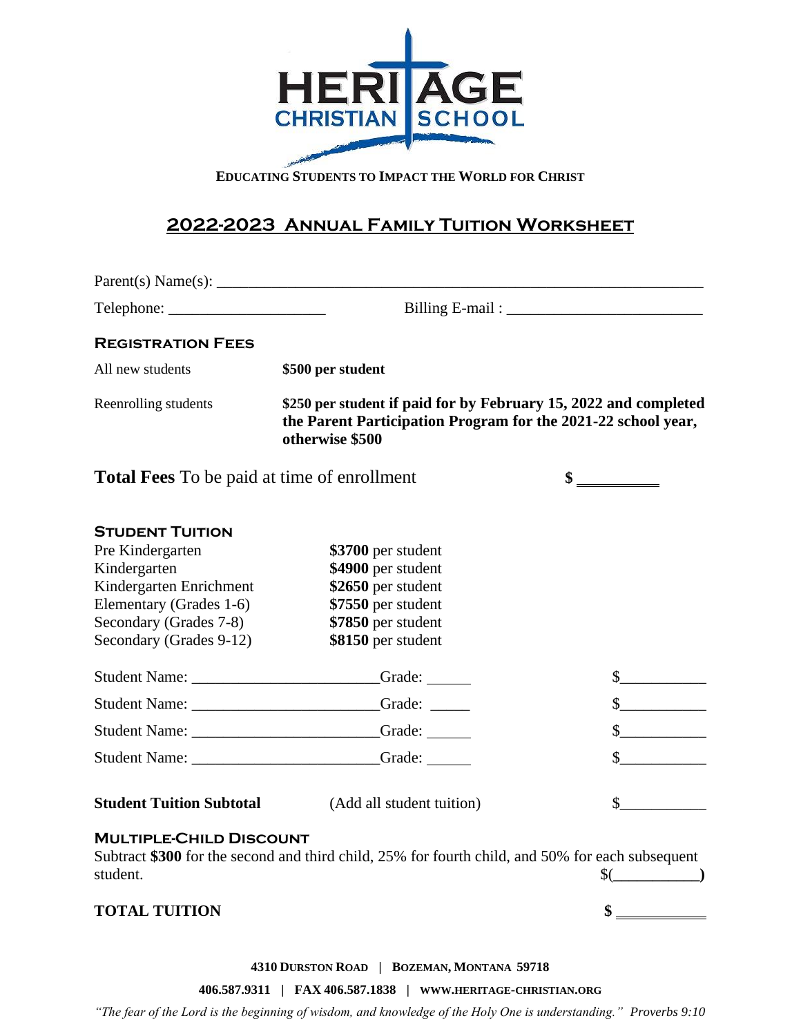# HERITAGE CHRISTIAN SCHOOL

**EDUCATING STUDENTS TO IMPACT THE WORLD FOR CHRIST**

## 2022-2023 Annual Family Tuition Worksheet

Parent(s) Name(s): ________________________________________________________________

Telephone: ____________________ Billing E-mail : ________________________

### Registration Fees

| | |
|---|---|
| All new students | **$500 per student** |
| Reenrolling students | **$250 per student if paid for by February 15, 2022 and completed the Parent Participation Program for the 2021-22 school year, otherwise $500** |

**Total Fees** To be paid at time of enrollment **$ __________**

### Student Tuition

| | |
|---|---|
| Pre Kindergarten | **$3700** per student |
| Kindergarten | **$4900** per student |
| Kindergarten Enrichment | **$2650** per student |
| Elementary (Grades 1-6) | **$7550** per student |
| Secondary (Grades 7-8) | **$7850** per student |
| Secondary (Grades 9-12) | **$8150** per student |

Student Name: _______________________ Grade: ______ $__________

Student Name: _______________________ Grade: ______ $__________

Student Name: _______________________ Grade: ______ $__________

Student Name: _______________________ Grade: ______ $__________

**Student Tuition Subtotal** (Add all student tuition) $__________

### Multiple-Child Discount

Subtract **$300** for the second and third child, 25% for fourth child, and 50% for each subsequent student. $(__________**)**

**TOTAL TUITION** **$ __________**

**4310 DURSTON ROAD | BOZEMAN, MONTANA 59718**

**406.587.9311 | FAX 406.587.1838 | WWW.HERITAGE-CHRISTIAN.ORG**

*"The fear of the Lord is the beginning of wisdom, and knowledge of the Holy One is understanding." Proverbs 9:10*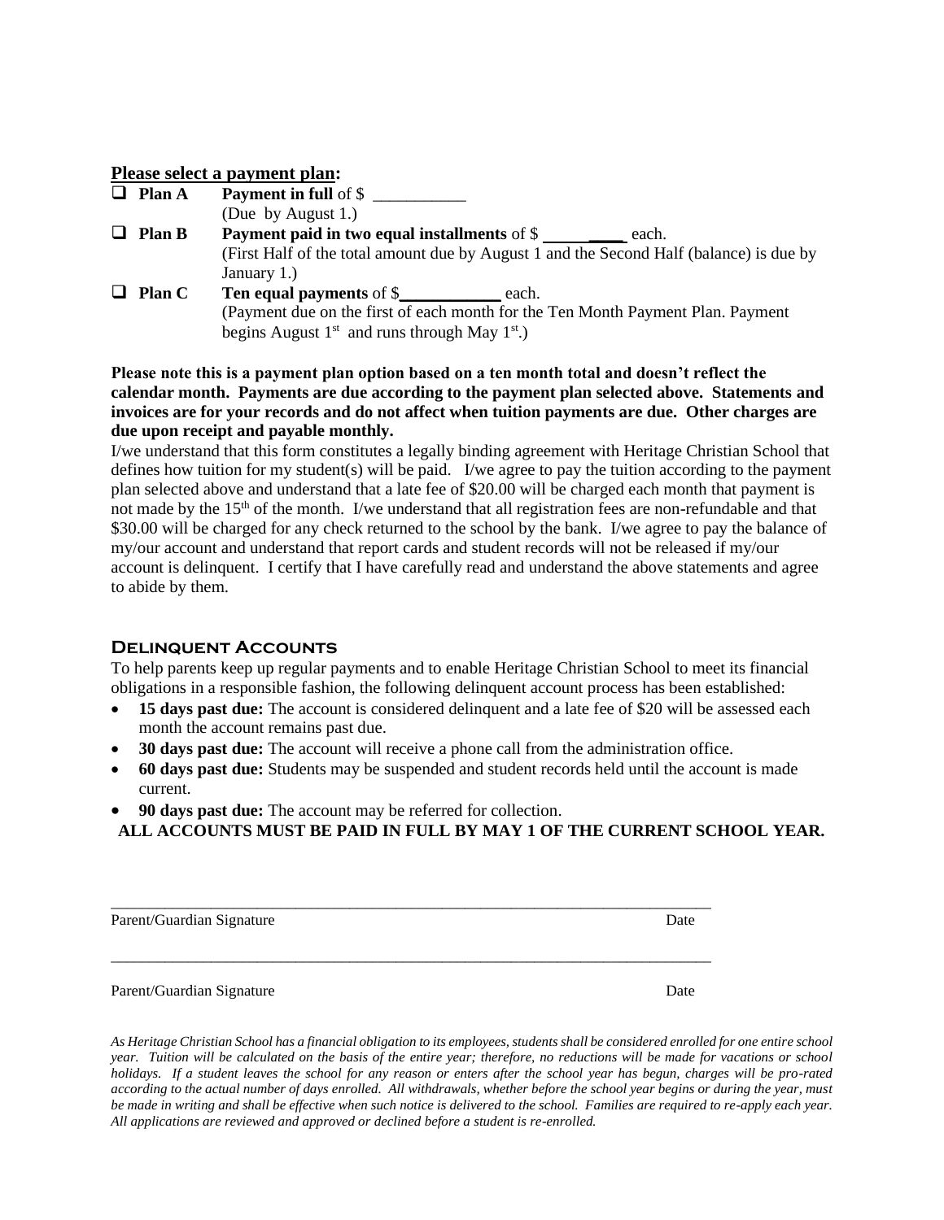**Please select a payment plan:**

- ☐ **Plan A** **Payment in full** of $ ___________
  (Due by August 1.)
- ☐ **Plan B** **Payment paid in two equal installments** of $ __________ each.
  (First Half of the total amount due by August 1 and the Second Half (balance) is due by January 1.)
- ☐ **Plan C** **Ten equal payments** of $____________ each.
  (Payment due on the first of each month for the Ten Month Payment Plan. Payment begins August 1st and runs through May 1st.)

**Please note this is a payment plan option based on a ten month total and doesn't reflect the calendar month. Payments are due according to the payment plan selected above. Statements and invoices are for your records and do not affect when tuition payments are due. Other charges are due upon receipt and payable monthly.**

I/we understand that this form constitutes a legally binding agreement with Heritage Christian School that defines how tuition for my student(s) will be paid. I/we agree to pay the tuition according to the payment plan selected above and understand that a late fee of $20.00 will be charged each month that payment is not made by the 15th of the month. I/we understand that all registration fees are non-refundable and that $30.00 will be charged for any check returned to the school by the bank. I/we agree to pay the balance of my/our account and understand that report cards and student records will not be released if my/our account is delinquent. I certify that I have carefully read and understand the above statements and agree to abide by them.

## Delinquent Accounts

To help parents keep up regular payments and to enable Heritage Christian School to meet its financial obligations in a responsible fashion, the following delinquent account process has been established:

- **15 days past due:** The account is considered delinquent and a late fee of $20 will be assessed each month the account remains past due.
- **30 days past due:** The account will receive a phone call from the administration office.
- **60 days past due:** Students may be suspended and student records held until the account is made current.
- **90 days past due:** The account may be referred for collection.

**ALL ACCOUNTS MUST BE PAID IN FULL BY MAY 1 OF THE CURRENT SCHOOL YEAR.**

_____________________________________________________________________________

Parent/Guardian Signature Date

_____________________________________________________________________________

Parent/Guardian Signature Date

*As Heritage Christian School has a financial obligation to its employees, students shall be considered enrolled for one entire school year. Tuition will be calculated on the basis of the entire year; therefore, no reductions will be made for vacations or school holidays. If a student leaves the school for any reason or enters after the school year has begun, charges will be pro-rated according to the actual number of days enrolled. All withdrawals, whether before the school year begins or during the year, must be made in writing and shall be effective when such notice is delivered to the school. Families are required to re-apply each year. All applications are reviewed and approved or declined before a student is re-enrolled.*